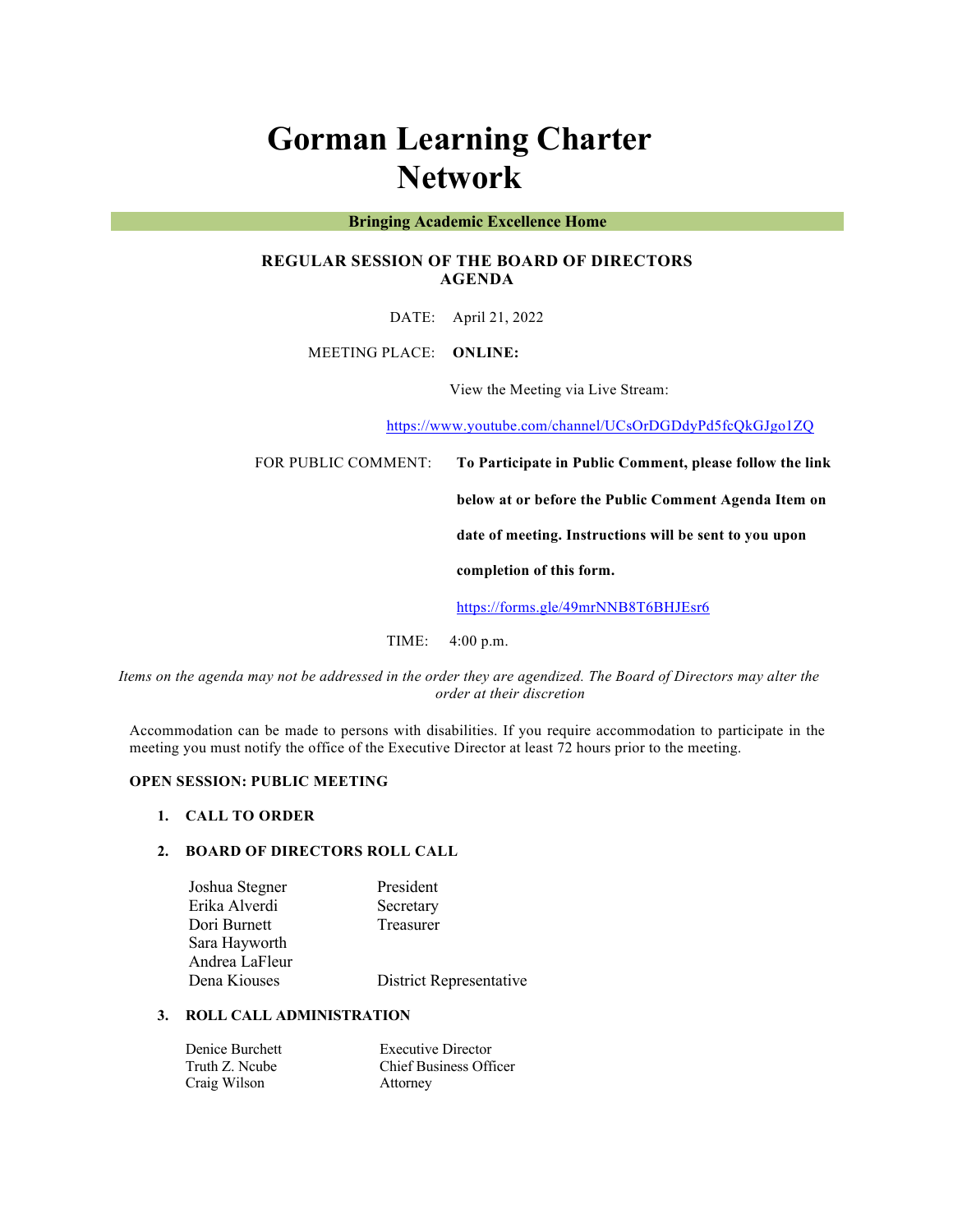# Gorman Learning Charter Network

**Bringing Academic Excellence Home**

## REGULAR SESSION OF THE BOARD OF DIRECTORS AGENDA

DATE: April 21, 2022

MEETING PLACE: **ONLINE:**

View the Meeting via Live Stream:

https://www.youtube.com/channel/UCsOrDGDdyPd5fcQkGJgo1ZQ

FOR PUBLIC COMMENT: **To Participate in Public Comment, please follow the link below at or before the Public Comment Agenda Item on date of meeting. Instructions will be sent to you upon completion of this form.**

https://forms.gle/49mrNNB8T6BHJEsr6

TIME: 4:00 p.m.

*Items on the agenda may not be addressed in the order they are agendized. The Board of Directors may alter the order at their discretion*

Accommodation can be made to persons with disabilities. If you require accommodation to participate in the meeting you must notify the office of the Executive Director at least 72 hours prior to the meeting.

**OPEN SESSION: PUBLIC MEETING**

1. **CALL TO ORDER**

2. **BOARD OF DIRECTORS ROLL CALL**

| | |
|---|---|
| Joshua Stegner | President |
| Erika Alverdi | Secretary |
| Dori Burnett | Treasurer |
| Sara Hayworth | |
| Andrea LaFleur | |
| Dena Kiouses | District Representative |

3. **ROLL CALL ADMINISTRATION**

| | |
|---|---|
| Denice Burchett | Executive Director |
| Truth Z. Ncube | Chief Business Officer |
| Craig Wilson | Attorney |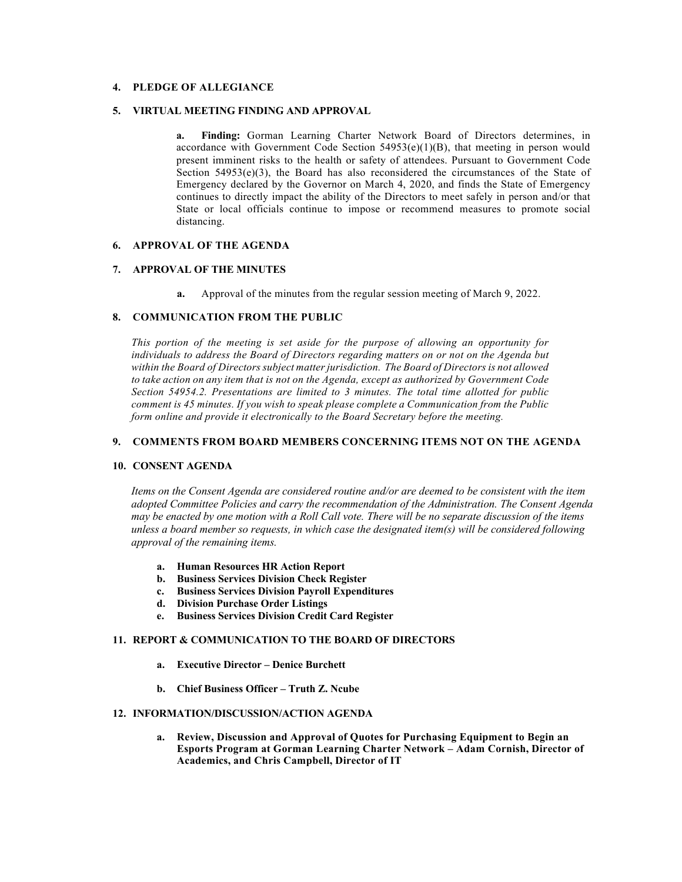## 4. PLEDGE OF ALLEGIANCE

## 5. VIRTUAL MEETING FINDING AND APPROVAL

**a. Finding:** Gorman Learning Charter Network Board of Directors determines, in accordance with Government Code Section 54953(e)(1)(B), that meeting in person would present imminent risks to the health or safety of attendees. Pursuant to Government Code Section 54953(e)(3), the Board has also reconsidered the circumstances of the State of Emergency declared by the Governor on March 4, 2020, and finds the State of Emergency continues to directly impact the ability of the Directors to meet safely in person and/or that State or local officials continue to impose or recommend measures to promote social distancing.

## 6. APPROVAL OF THE AGENDA

## 7. APPROVAL OF THE MINUTES

**a.** Approval of the minutes from the regular session meeting of March 9, 2022.

## 8. COMMUNICATION FROM THE PUBLIC

*This portion of the meeting is set aside for the purpose of allowing an opportunity for individuals to address the Board of Directors regarding matters on or not on the Agenda but within the Board of Directors subject matter jurisdiction. The Board of Directors is not allowed to take action on any item that is not on the Agenda, except as authorized by Government Code Section 54954.2. Presentations are limited to 3 minutes. The total time allotted for public comment is 45 minutes. If you wish to speak please complete a Communication from the Public form online and provide it electronically to the Board Secretary before the meeting.*

## 9. COMMENTS FROM BOARD MEMBERS CONCERNING ITEMS NOT ON THE AGENDA

## 10. CONSENT AGENDA

*Items on the Consent Agenda are considered routine and/or are deemed to be consistent with the item adopted Committee Policies and carry the recommendation of the Administration. The Consent Agenda may be enacted by one motion with a Roll Call vote. There will be no separate discussion of the items unless a board member so requests, in which case the designated item(s) will be considered following approval of the remaining items.*

- **a. Human Resources HR Action Report**
- **b. Business Services Division Check Register**
- **c. Business Services Division Payroll Expenditures**
- **d. Division Purchase Order Listings**
- **e. Business Services Division Credit Card Register**

## 11. REPORT & COMMUNICATION TO THE BOARD OF DIRECTORS

- **a. Executive Director – Denice Burchett**
- **b. Chief Business Officer – Truth Z. Ncube**

## 12. INFORMATION/DISCUSSION/ACTION AGENDA

- **a. Review, Discussion and Approval of Quotes for Purchasing Equipment to Begin an Esports Program at Gorman Learning Charter Network – Adam Cornish, Director of Academics, and Chris Campbell, Director of IT**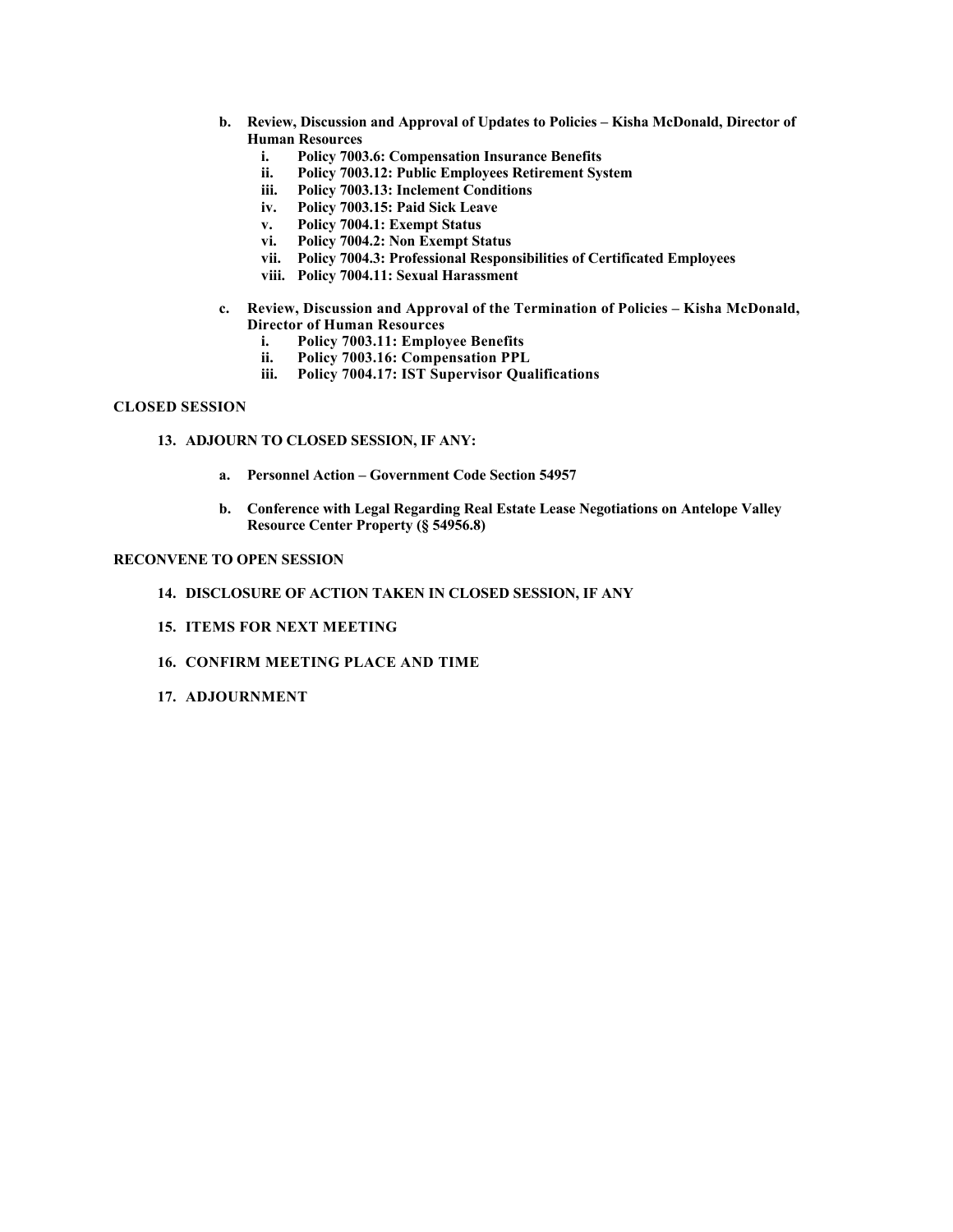b. **Review, Discussion and Approval of Updates to Policies – Kisha McDonald, Director of Human Resources**
   i. **Policy 7003.6: Compensation Insurance Benefits**
   ii. **Policy 7003.12: Public Employees Retirement System**
   iii. **Policy 7003.13: Inclement Conditions**
   iv. **Policy 7003.15: Paid Sick Leave**
   v. **Policy 7004.1: Exempt Status**
   vi. **Policy 7004.2: Non Exempt Status**
   vii. **Policy 7004.3: Professional Responsibilities of Certificated Employees**
   viii. **Policy 7004.11: Sexual Harassment**

c. **Review, Discussion and Approval of the Termination of Policies – Kisha McDonald, Director of Human Resources**
   i. **Policy 7003.11: Employee Benefits**
   ii. **Policy 7003.16: Compensation PPL**
   iii. **Policy 7004.17: IST Supervisor Qualifications**

**CLOSED SESSION**

13. **ADJOURN TO CLOSED SESSION, IF ANY:**

    a. **Personnel Action – Government Code Section 54957**

    b. **Conference with Legal Regarding Real Estate Lease Negotiations on Antelope Valley Resource Center Property (§ 54956.8)**

**RECONVENE TO OPEN SESSION**

14. **DISCLOSURE OF ACTION TAKEN IN CLOSED SESSION, IF ANY**

15. **ITEMS FOR NEXT MEETING**

16. **CONFIRM MEETING PLACE AND TIME**

17. **ADJOURNMENT**